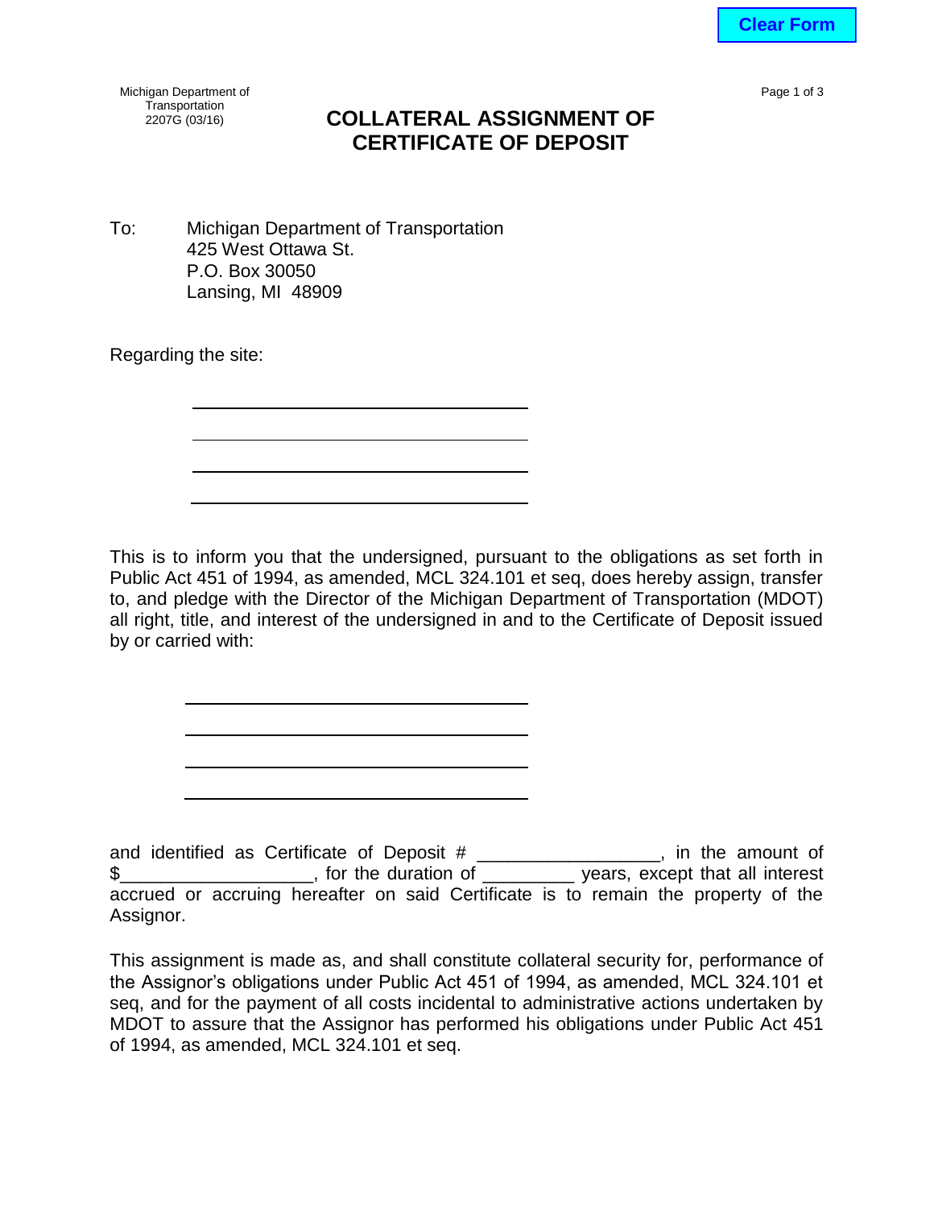Clear Form

Michigan Department of Transportation
2207G (03/16)

# COLLATERAL ASSIGNMENT OF CERTIFICATE OF DEPOSIT

To: Michigan Department of Transportation
425 West Ottawa St.
P.O. Box 30050
Lansing, MI 48909

Regarding the site:

\_\_\_\_\_\_\_\_\_\_\_\_\_\_\_\_\_\_\_\_\_\_\_\_\_\_\_\_\_\_\_\_\_\_\_\_\_\_

\_\_\_\_\_\_\_\_\_\_\_\_\_\_\_\_\_\_\_\_\_\_\_\_\_\_\_\_\_\_\_\_\_\_\_\_\_\_

\_\_\_\_\_\_\_\_\_\_\_\_\_\_\_\_\_\_\_\_\_\_\_\_\_\_\_\_\_\_\_\_\_\_\_\_\_\_

\_\_\_\_\_\_\_\_\_\_\_\_\_\_\_\_\_\_\_\_\_\_\_\_\_\_\_\_\_\_\_\_\_\_\_\_\_\_

This is to inform you that the undersigned, pursuant to the obligations as set forth in Public Act 451 of 1994, as amended, MCL 324.101 et seq, does hereby assign, transfer to, and pledge with the Director of the Michigan Department of Transportation (MDOT) all right, title, and interest of the undersigned in and to the Certificate of Deposit issued by or carried with:

\_\_\_\_\_\_\_\_\_\_\_\_\_\_\_\_\_\_\_\_\_\_\_\_\_\_\_\_\_\_\_\_\_\_\_\_\_\_

\_\_\_\_\_\_\_\_\_\_\_\_\_\_\_\_\_\_\_\_\_\_\_\_\_\_\_\_\_\_\_\_\_\_\_\_\_\_

\_\_\_\_\_\_\_\_\_\_\_\_\_\_\_\_\_\_\_\_\_\_\_\_\_\_\_\_\_\_\_\_\_\_\_\_\_\_

\_\_\_\_\_\_\_\_\_\_\_\_\_\_\_\_\_\_\_\_\_\_\_\_\_\_\_\_\_\_\_\_\_\_\_\_\_\_

and identified as Certificate of Deposit # \_\_\_\_\_\_\_\_\_\_\_\_\_\_\_\_\_\_, in the amount of $\_\_\_\_\_\_\_\_\_\_\_\_\_\_\_\_\_\_\_, for the duration of \_\_\_\_\_\_\_\_\_ years, except that all interest accrued or accruing hereafter on said Certificate is to remain the property of the Assignor.

This assignment is made as, and shall constitute collateral security for, performance of the Assignor's obligations under Public Act 451 of 1994, as amended, MCL 324.101 et seq, and for the payment of all costs incidental to administrative actions undertaken by MDOT to assure that the Assignor has performed his obligations under Public Act 451 of 1994, as amended, MCL 324.101 et seq.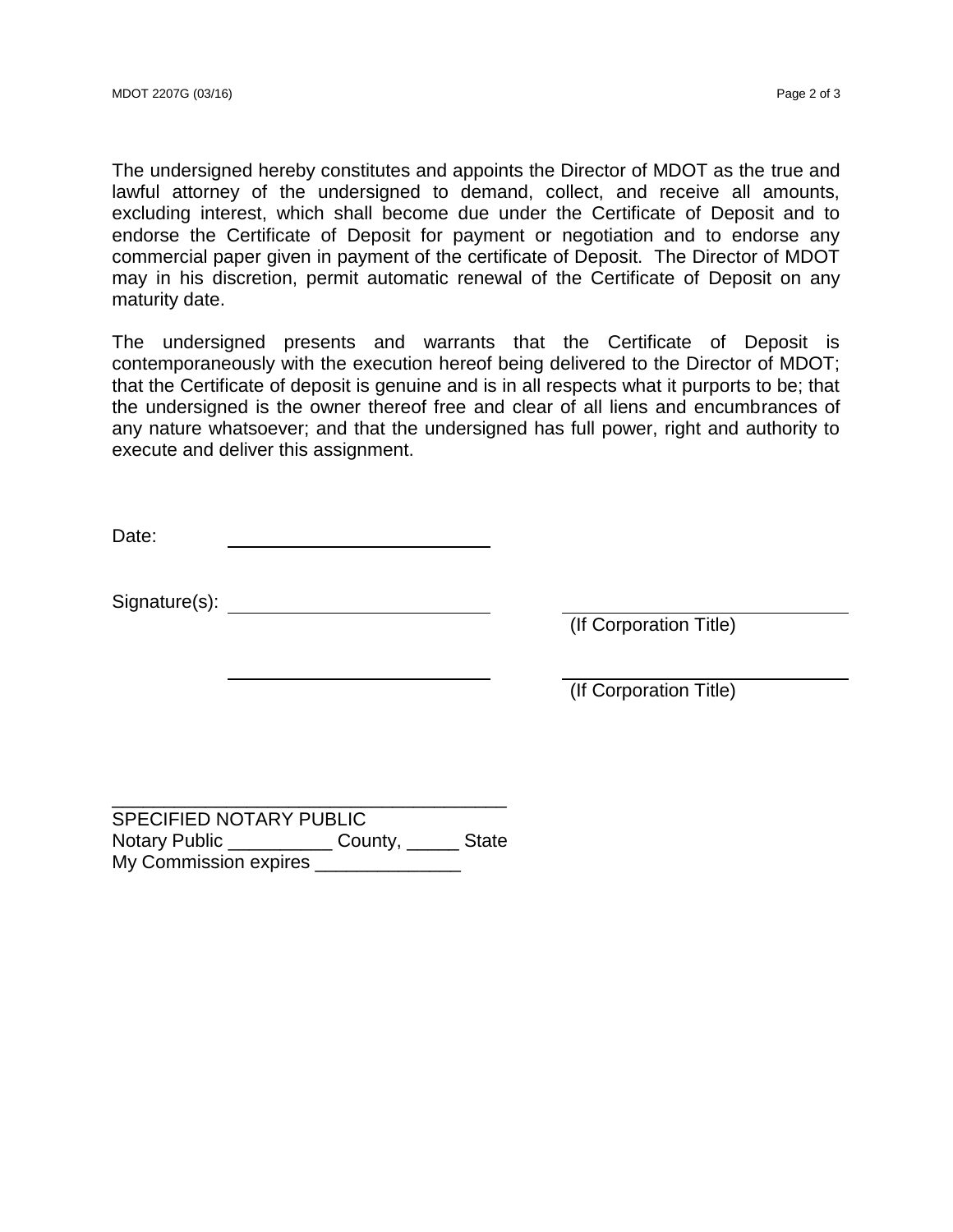The undersigned hereby constitutes and appoints the Director of MDOT as the true and lawful attorney of the undersigned to demand, collect, and receive all amounts, excluding interest, which shall become due under the Certificate of Deposit and to endorse the Certificate of Deposit for payment or negotiation and to endorse any commercial paper given in payment of the certificate of Deposit. The Director of MDOT may in his discretion, permit automatic renewal of the Certificate of Deposit on any maturity date.

The undersigned presents and warrants that the Certificate of Deposit is contemporaneously with the execution hereof being delivered to the Director of MDOT; that the Certificate of deposit is genuine and is in all respects what it purports to be; that the undersigned is the owner thereof free and clear of all liens and encumbrances of any nature whatsoever; and that the undersigned has full power, right and authority to execute and deliver this assignment.

Date: ______________________________

Signature(s): ______________________________ ______________________________
(If Corporation Title)

______________________________ ______________________________
(If Corporation Title)

______________________________________
SPECIFIED NOTARY PUBLIC
Notary Public __________ County, _____ State
My Commission expires ______________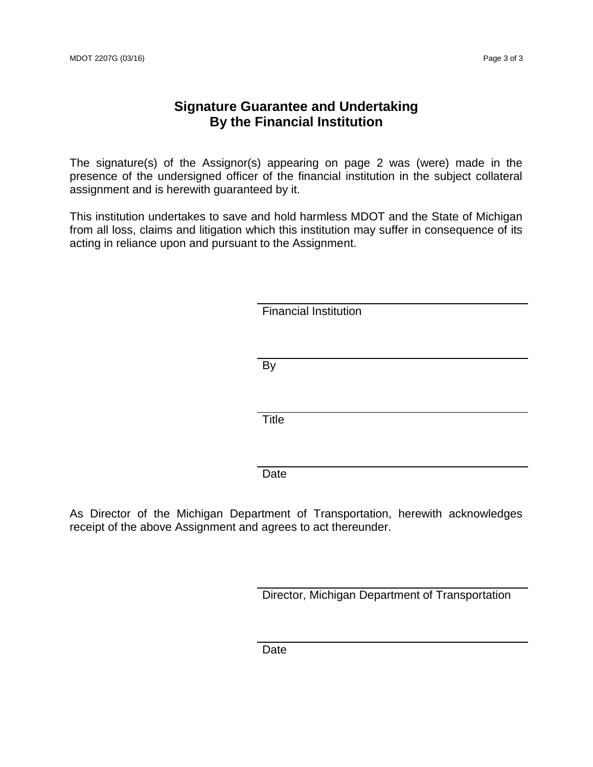# Signature Guarantee and Undertaking
# By the Financial Institution

The signature(s) of the Assignor(s) appearing on page 2 was (were) made in the presence of the undersigned officer of the financial institution in the subject collateral assignment and is herewith guaranteed by it.

This institution undertakes to save and hold harmless MDOT and the State of Michigan from all loss, claims and litigation which this institution may suffer in consequence of its acting in reliance upon and pursuant to the Assignment.

\_\_\_\_\_\_\_\_\_\_\_\_\_\_\_\_\_\_\_\_\_\_\_\_\_\_\_\_\_\_\_\_\_\_\_\_\_\_\_\_

Financial Institution

\_\_\_\_\_\_\_\_\_\_\_\_\_\_\_\_\_\_\_\_\_\_\_\_\_\_\_\_\_\_\_\_\_\_\_\_\_\_\_\_

By

\_\_\_\_\_\_\_\_\_\_\_\_\_\_\_\_\_\_\_\_\_\_\_\_\_\_\_\_\_\_\_\_\_\_\_\_\_\_\_\_

Title

\_\_\_\_\_\_\_\_\_\_\_\_\_\_\_\_\_\_\_\_\_\_\_\_\_\_\_\_\_\_\_\_\_\_\_\_\_\_\_\_

Date

As Director of the Michigan Department of Transportation, herewith acknowledges receipt of the above Assignment and agrees to act thereunder.

\_\_\_\_\_\_\_\_\_\_\_\_\_\_\_\_\_\_\_\_\_\_\_\_\_\_\_\_\_\_\_\_\_\_\_\_\_\_\_\_

Director, Michigan Department of Transportation

\_\_\_\_\_\_\_\_\_\_\_\_\_\_\_\_\_\_\_\_\_\_\_\_\_\_\_\_\_\_\_\_\_\_\_\_\_\_\_\_

Date